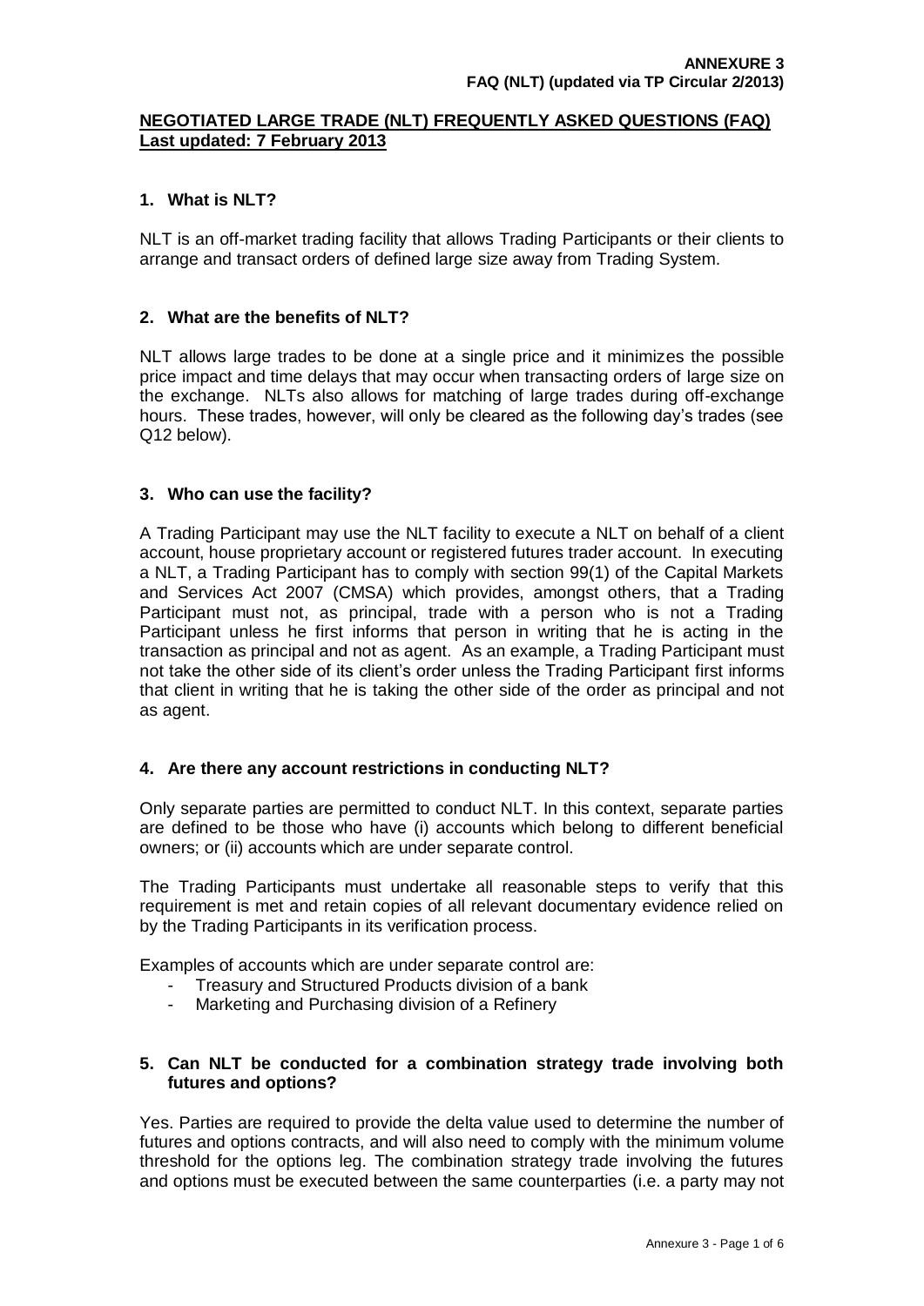**ANNEXURE 3**
**FAQ (NLT) (updated via TP Circular 2/2013)**

## NEGOTIATED LARGE TRADE (NLT) FREQUENTLY ASKED QUESTIONS (FAQ)
**Last updated: 7 February 2013**

### 1. What is NLT?

NLT is an off-market trading facility that allows Trading Participants or their clients to arrange and transact orders of defined large size away from Trading System.

### 2. What are the benefits of NLT?

NLT allows large trades to be done at a single price and it minimizes the possible price impact and time delays that may occur when transacting orders of large size on the exchange. NLTs also allows for matching of large trades during off-exchange hours. These trades, however, will only be cleared as the following day's trades (see Q12 below).

### 3. Who can use the facility?

A Trading Participant may use the NLT facility to execute a NLT on behalf of a client account, house proprietary account or registered futures trader account. In executing a NLT, a Trading Participant has to comply with section 99(1) of the Capital Markets and Services Act 2007 (CMSA) which provides, amongst others, that a Trading Participant must not, as principal, trade with a person who is not a Trading Participant unless he first informs that person in writing that he is acting in the transaction as principal and not as agent. As an example, a Trading Participant must not take the other side of its client's order unless the Trading Participant first informs that client in writing that he is taking the other side of the order as principal and not as agent.

### 4. Are there any account restrictions in conducting NLT?

Only separate parties are permitted to conduct NLT. In this context, separate parties are defined to be those who have (i) accounts which belong to different beneficial owners; or (ii) accounts which are under separate control.

The Trading Participants must undertake all reasonable steps to verify that this requirement is met and retain copies of all relevant documentary evidence relied on by the Trading Participants in its verification process.

Examples of accounts which are under separate control are:

- Treasury and Structured Products division of a bank
- Marketing and Purchasing division of a Refinery

### 5. Can NLT be conducted for a combination strategy trade involving both futures and options?

Yes. Parties are required to provide the delta value used to determine the number of futures and options contracts, and will also need to comply with the minimum volume threshold for the options leg. The combination strategy trade involving the futures and options must be executed between the same counterparties (i.e. a party may not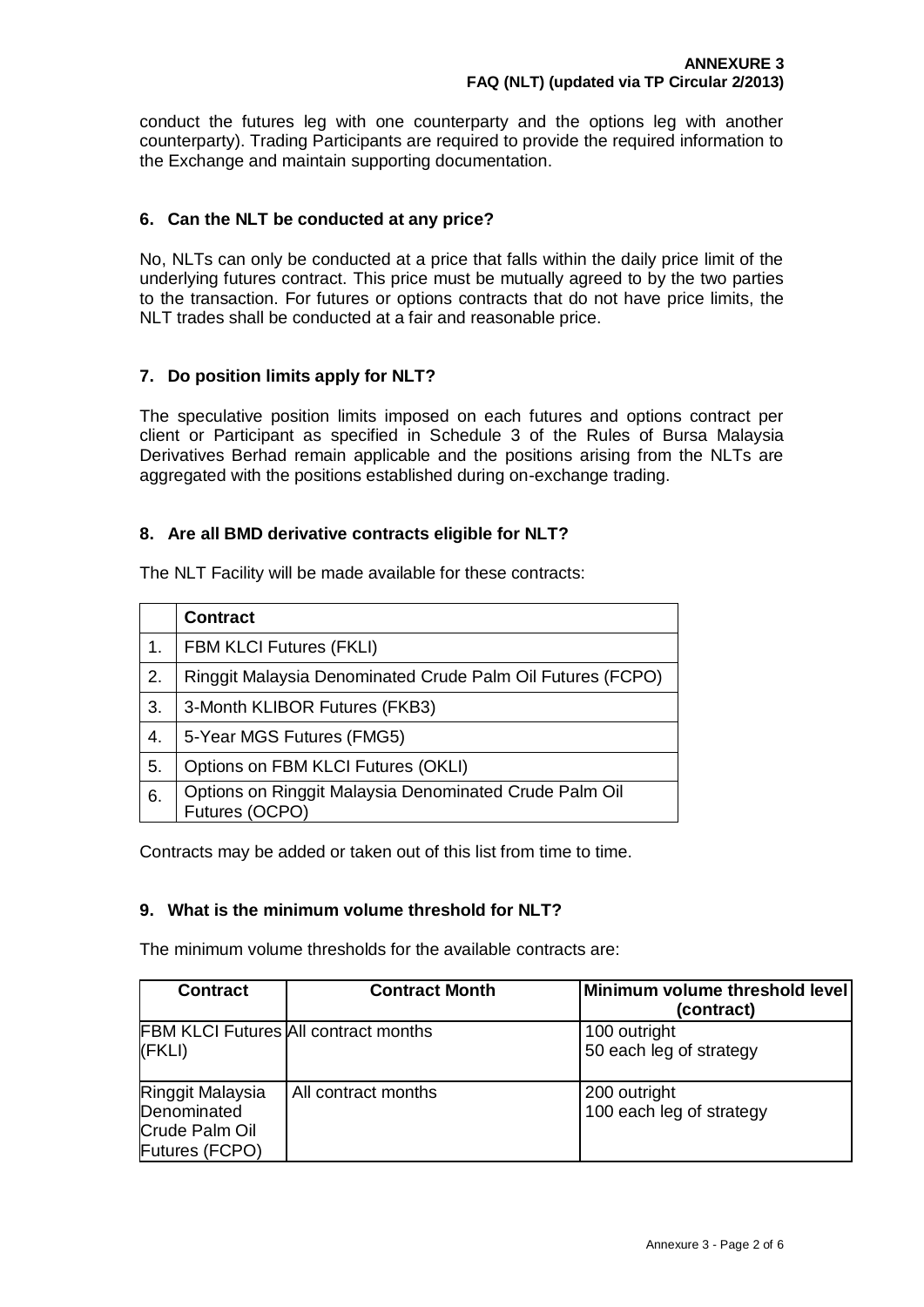conduct the futures leg with one counterparty and the options leg with another counterparty). Trading Participants are required to provide the required information to the Exchange and maintain supporting documentation.

### 6. Can the NLT be conducted at any price?

No, NLTs can only be conducted at a price that falls within the daily price limit of the underlying futures contract. This price must be mutually agreed to by the two parties to the transaction. For futures or options contracts that do not have price limits, the NLT trades shall be conducted at a fair and reasonable price.

### 7. Do position limits apply for NLT?

The speculative position limits imposed on each futures and options contract per client or Participant as specified in Schedule 3 of the Rules of Bursa Malaysia Derivatives Berhad remain applicable and the positions arising from the NLTs are aggregated with the positions established during on-exchange trading.

### 8. Are all BMD derivative contracts eligible for NLT?

The NLT Facility will be made available for these contracts:

| | Contract |
|---|---|
| 1. | FBM KLCI Futures (FKLI) |
| 2. | Ringgit Malaysia Denominated Crude Palm Oil Futures (FCPO) |
| 3. | 3-Month KLIBOR Futures (FKB3) |
| 4. | 5-Year MGS Futures (FMG5) |
| 5. | Options on FBM KLCI Futures (OKLI) |
| 6. | Options on Ringgit Malaysia Denominated Crude Palm Oil Futures (OCPO) |

Contracts may be added or taken out of this list from time to time.

### 9. What is the minimum volume threshold for NLT?

The minimum volume thresholds for the available contracts are:

| Contract | Contract Month | Minimum volume threshold level (contract) |
|---|---|---|
| FBM KLCI Futures (FKLI) | All contract months | 100 outright<br>50 each leg of strategy |
| Ringgit Malaysia Denominated Crude Palm Oil Futures (FCPO) | All contract months | 200 outright<br>100 each leg of strategy |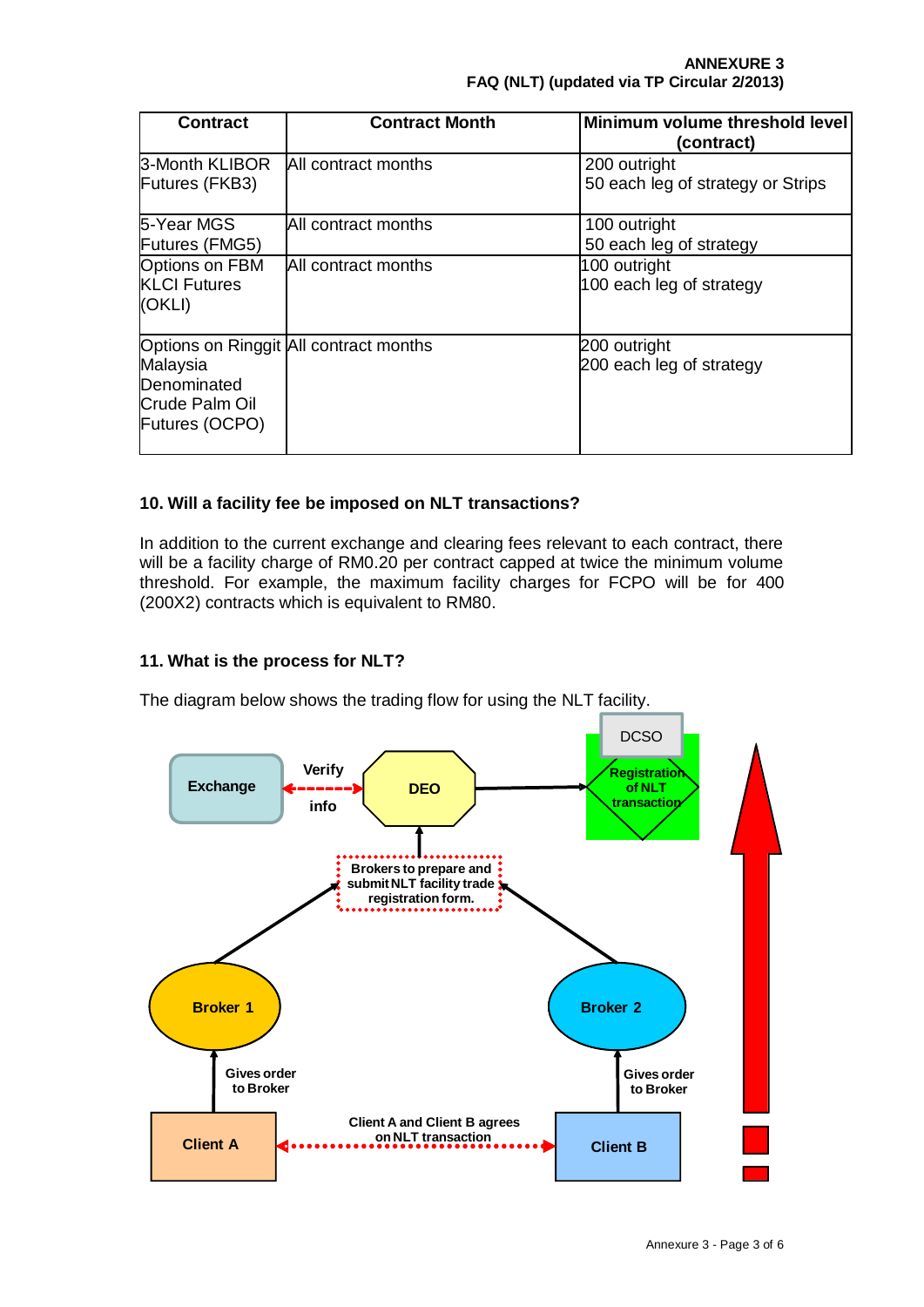| Contract | Contract Month | Minimum volume threshold level (contract) |
|---|---|---|
| 3-Month KLIBOR Futures (FKB3) | All contract months | 200 outright<br>50 each leg of strategy or Strips |
| 5-Year MGS Futures (FMG5) | All contract months | 100 outright<br>50 each leg of strategy |
| Options on FBM KLCI Futures (OKLI) | All contract months | 100 outright<br>100 each leg of strategy |
| Options on Ringgit Malaysia Denominated Crude Palm Oil Futures (OCPO) | All contract months | 200 outright<br>200 each leg of strategy |

**10. Will a facility fee be imposed on NLT transactions?**

In addition to the current exchange and clearing fees relevant to each contract, there will be a facility charge of RM0.20 per contract capped at twice the minimum volume threshold. For example, the maximum facility charges for FCPO will be for 400 (200X2) contracts which is equivalent to RM80.

**11. What is the process for NLT?**

The diagram below shows the trading flow for using the NLT facility.

Exchange — Verify info — DEO → DCSO: Registration of NLT transaction

Brokers to prepare and submit NLT facility trade registration form.

Broker 1 — Broker 2

Client A — Gives order to Broker

Client B — Gives order to Broker

Client A and Client B agrees on NLT transaction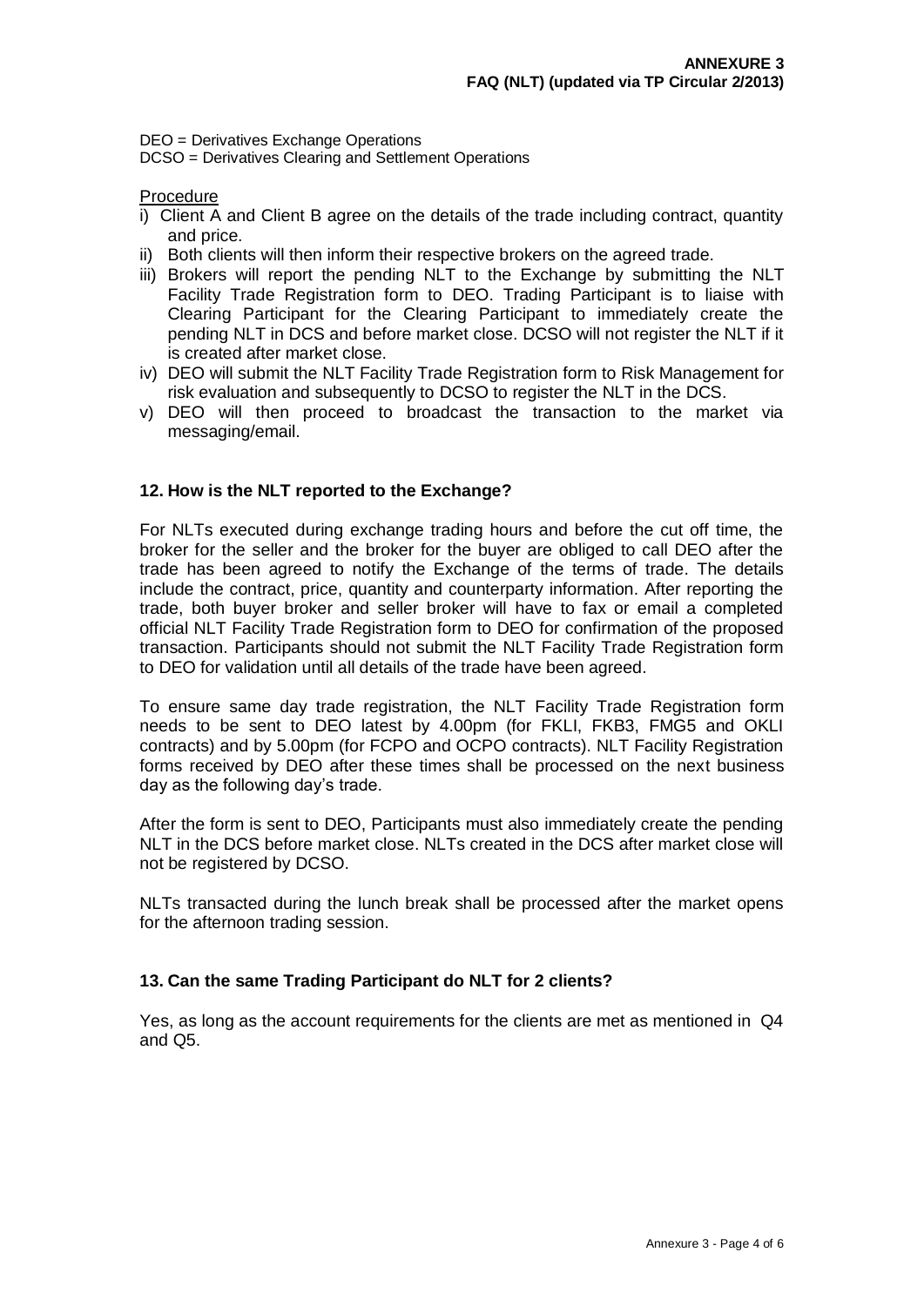DEO = Derivatives Exchange Operations
DCSO = Derivatives Clearing and Settlement Operations

Procedure

i) Client A and Client B agree on the details of the trade including contract, quantity and price.
ii) Both clients will then inform their respective brokers on the agreed trade.
iii) Brokers will report the pending NLT to the Exchange by submitting the NLT Facility Trade Registration form to DEO. Trading Participant is to liaise with Clearing Participant for the Clearing Participant to immediately create the pending NLT in DCS and before market close. DCSO will not register the NLT if it is created after market close.
iv) DEO will submit the NLT Facility Trade Registration form to Risk Management for risk evaluation and subsequently to DCSO to register the NLT in the DCS.
v) DEO will then proceed to broadcast the transaction to the market via messaging/email.

### 12. How is the NLT reported to the Exchange?

For NLTs executed during exchange trading hours and before the cut off time, the broker for the seller and the broker for the buyer are obliged to call DEO after the trade has been agreed to notify the Exchange of the terms of trade. The details include the contract, price, quantity and counterparty information. After reporting the trade, both buyer broker and seller broker will have to fax or email a completed official NLT Facility Trade Registration form to DEO for confirmation of the proposed transaction. Participants should not submit the NLT Facility Trade Registration form to DEO for validation until all details of the trade have been agreed.

To ensure same day trade registration, the NLT Facility Trade Registration form needs to be sent to DEO latest by 4.00pm (for FKLI, FKB3, FMG5 and OKLI contracts) and by 5.00pm (for FCPO and OCPO contracts). NLT Facility Registration forms received by DEO after these times shall be processed on the next business day as the following day's trade.

After the form is sent to DEO, Participants must also immediately create the pending NLT in the DCS before market close. NLTs created in the DCS after market close will not be registered by DCSO.

NLTs transacted during the lunch break shall be processed after the market opens for the afternoon trading session.

### 13. Can the same Trading Participant do NLT for 2 clients?

Yes, as long as the account requirements for the clients are met as mentioned in Q4 and Q5.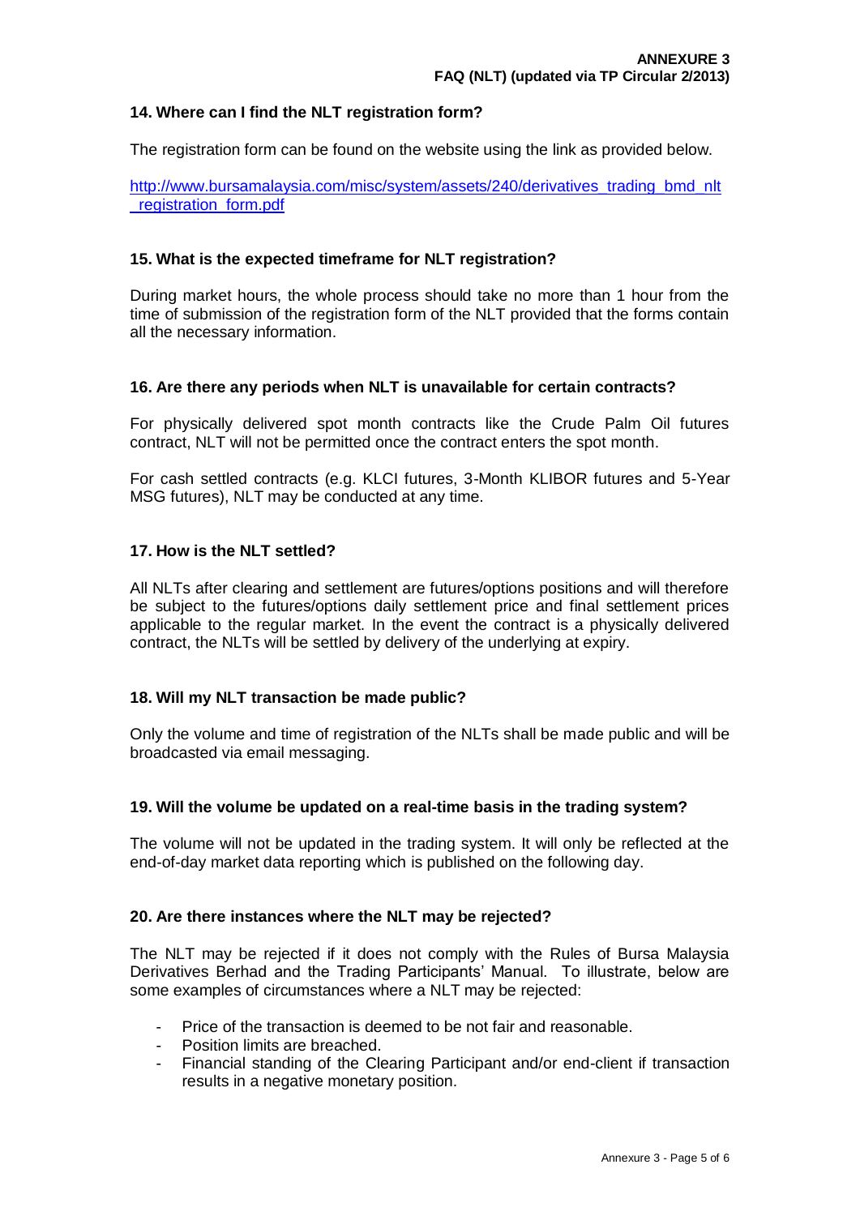**ANNEXURE 3**
**FAQ (NLT) (updated via TP Circular 2/2013)**

### 14. Where can I find the NLT registration form?

The registration form can be found on the website using the link as provided below.

http://www.bursamalaysia.com/misc/system/assets/240/derivatives_trading_bmd_nlt_registration_form.pdf

### 15. What is the expected timeframe for NLT registration?

During market hours, the whole process should take no more than 1 hour from the time of submission of the registration form of the NLT provided that the forms contain all the necessary information.

### 16. Are there any periods when NLT is unavailable for certain contracts?

For physically delivered spot month contracts like the Crude Palm Oil futures contract, NLT will not be permitted once the contract enters the spot month.

For cash settled contracts (e.g. KLCI futures, 3-Month KLIBOR futures and 5-Year MSG futures), NLT may be conducted at any time.

### 17. How is the NLT settled?

All NLTs after clearing and settlement are futures/options positions and will therefore be subject to the futures/options daily settlement price and final settlement prices applicable to the regular market. In the event the contract is a physically delivered contract, the NLTs will be settled by delivery of the underlying at expiry.

### 18. Will my NLT transaction be made public?

Only the volume and time of registration of the NLTs shall be made public and will be broadcasted via email messaging.

### 19. Will the volume be updated on a real-time basis in the trading system?

The volume will not be updated in the trading system. It will only be reflected at the end-of-day market data reporting which is published on the following day.

### 20. Are there instances where the NLT may be rejected?

The NLT may be rejected if it does not comply with the Rules of Bursa Malaysia Derivatives Berhad and the Trading Participants' Manual. To illustrate, below are some examples of circumstances where a NLT may be rejected:

- Price of the transaction is deemed to be not fair and reasonable.
- Position limits are breached.
- Financial standing of the Clearing Participant and/or end-client if transaction results in a negative monetary position.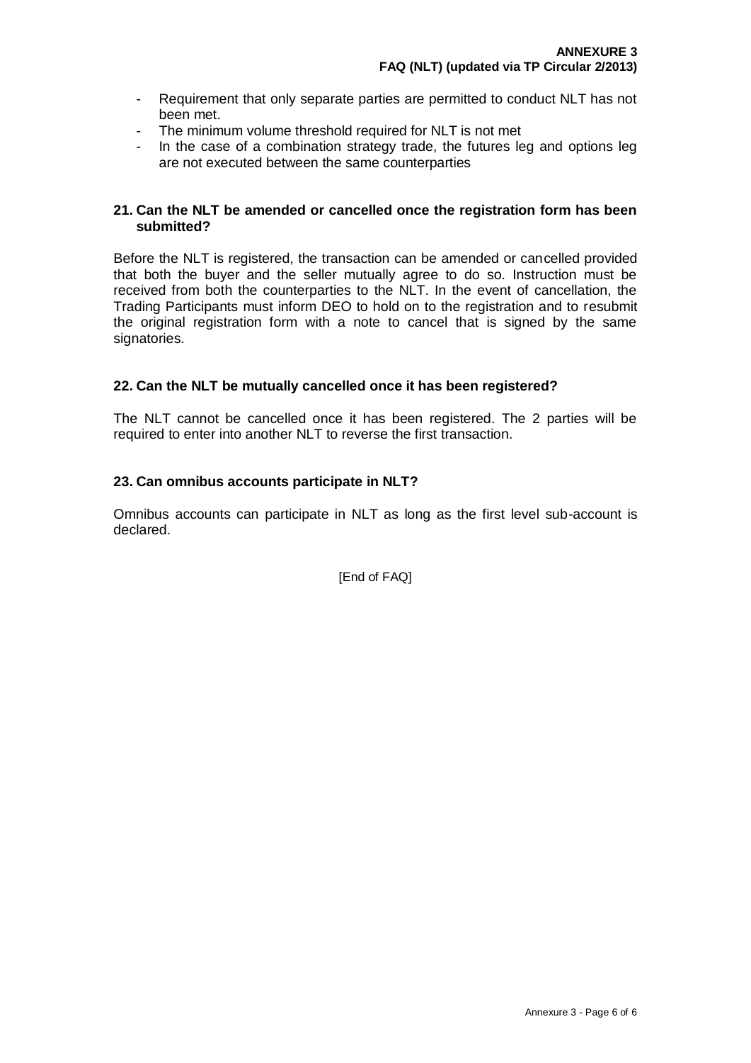- Requirement that only separate parties are permitted to conduct NLT has not been met.
- The minimum volume threshold required for NLT is not met
- In the case of a combination strategy trade, the futures leg and options leg are not executed between the same counterparties

**21. Can the NLT be amended or cancelled once the registration form has been submitted?**

Before the NLT is registered, the transaction can be amended or cancelled provided that both the buyer and the seller mutually agree to do so. Instruction must be received from both the counterparties to the NLT. In the event of cancellation, the Trading Participants must inform DEO to hold on to the registration and to resubmit the original registration form with a note to cancel that is signed by the same signatories.

**22. Can the NLT be mutually cancelled once it has been registered?**

The NLT cannot be cancelled once it has been registered. The 2 parties will be required to enter into another NLT to reverse the first transaction.

**23. Can omnibus accounts participate in NLT?**

Omnibus accounts can participate in NLT as long as the first level sub-account is declared.

[End of FAQ]